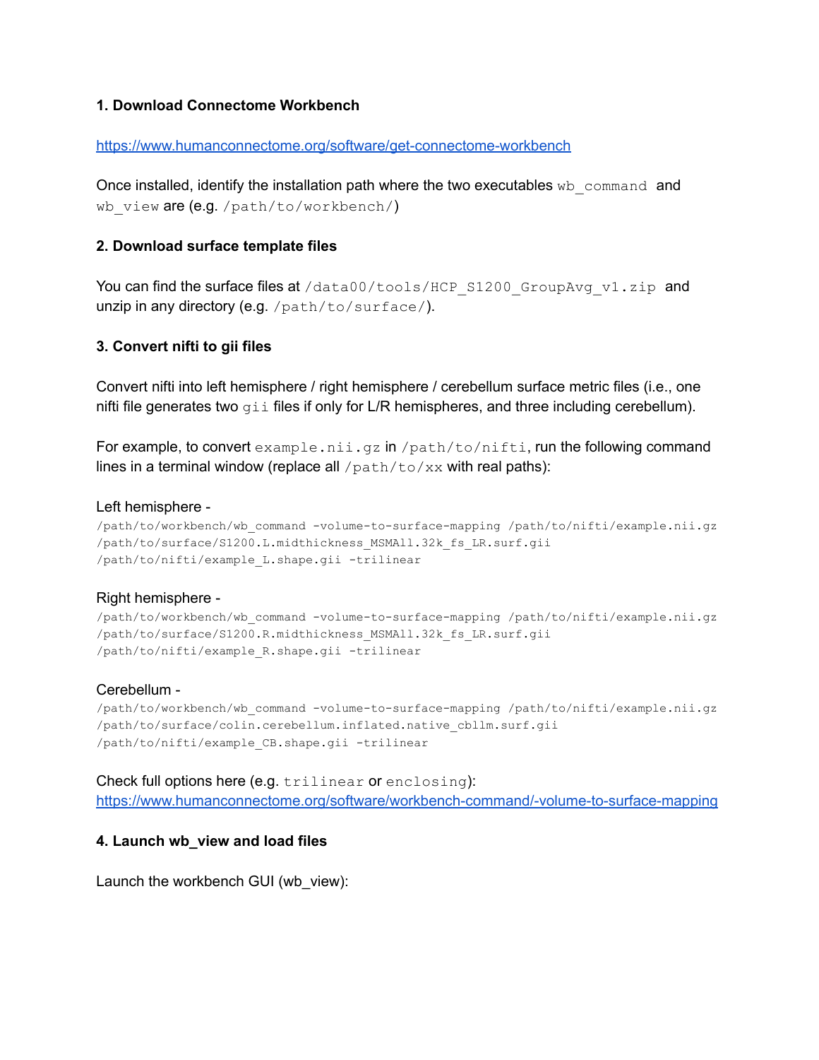### 1. Download Connectome Workbench

https://www.humanconnectome.org/software/get-connectome-workbench

Once installed, identify the installation path where the two executables `wb_command` and `wb_view` are (e.g. `/path/to/workbench/`)

### 2. Download surface template files

You can find the surface files at `/data00/tools/HCP_S1200_GroupAvg_v1.zip` and unzip in any directory (e.g. `/path/to/surface/`).

### 3. Convert nifti to gii files

Convert nifti into left hemisphere / right hemisphere / cerebellum surface metric files (i.e., one nifti file generates two `gii` files if only for L/R hemispheres, and three including cerebellum).

For example, to convert `example.nii.gz` in `/path/to/nifti`, run the following command lines in a terminal window (replace all `/path/to/xx` with real paths):

Left hemisphere -

```
/path/to/workbench/wb_command -volume-to-surface-mapping /path/to/nifti/example.nii.gz
/path/to/surface/S1200.L.midthickness_MSMAll.32k_fs_LR.surf.gii
/path/to/nifti/example_L.shape.gii -trilinear
```

Right hemisphere -

```
/path/to/workbench/wb_command -volume-to-surface-mapping /path/to/nifti/example.nii.gz
/path/to/surface/S1200.R.midthickness_MSMAll.32k_fs_LR.surf.gii
/path/to/nifti/example_R.shape.gii -trilinear
```

Cerebellum -

```
/path/to/workbench/wb_command -volume-to-surface-mapping /path/to/nifti/example.nii.gz
/path/to/surface/colin.cerebellum.inflated.native_cbllm.surf.gii
/path/to/nifti/example_CB.shape.gii -trilinear
```

Check full options here (e.g. `trilinear` or `enclosing`):
https://www.humanconnectome.org/software/workbench-command/-volume-to-surface-mapping

### 4. Launch wb_view and load files

Launch the workbench GUI (wb_view):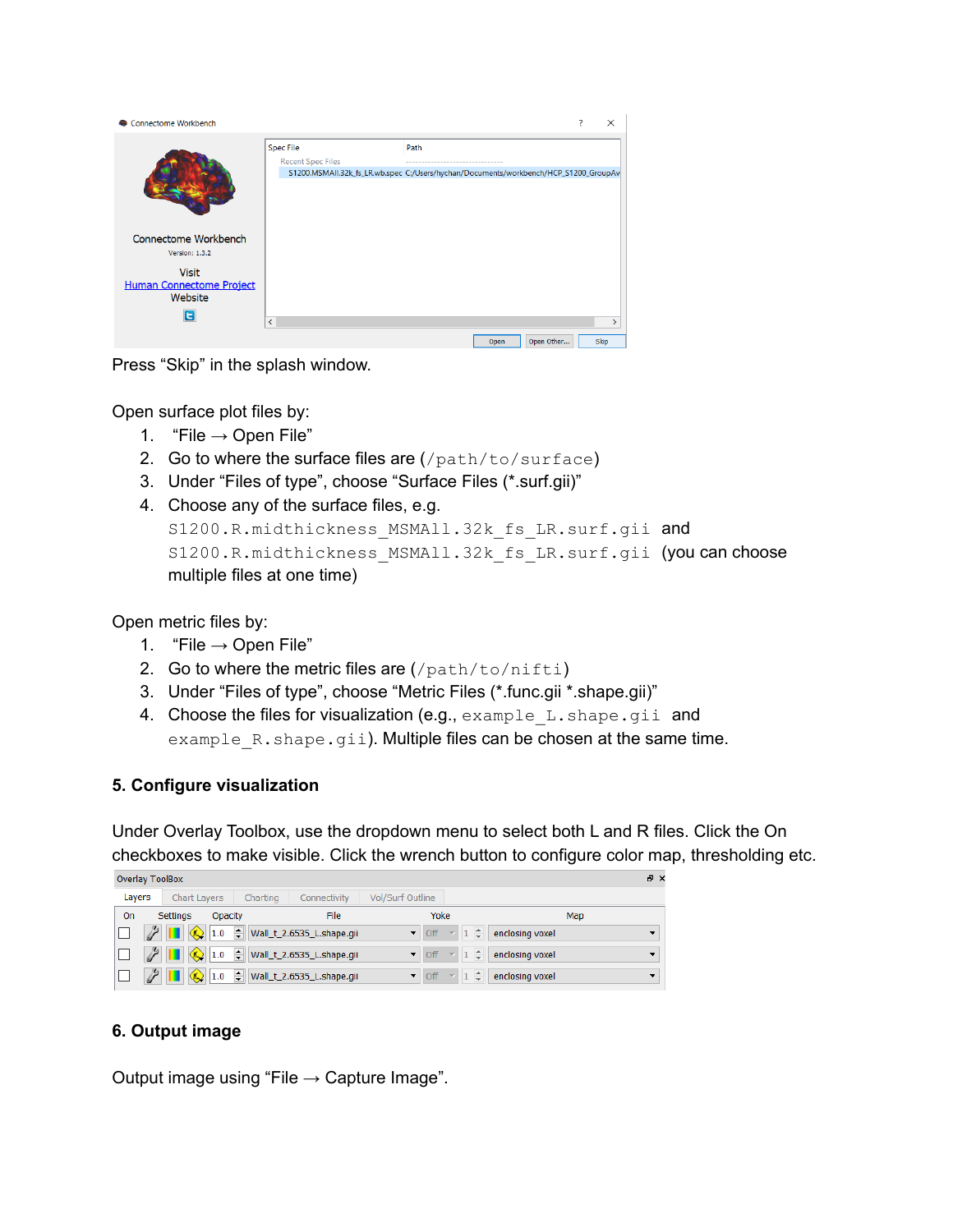Press “Skip” in the splash window.

Open surface plot files by:

1. “File → Open File”
2. Go to where the surface files are (`/path/to/surface`)
3. Under “Files of type”, choose “Surface Files (*.surf.gii)”
4. Choose any of the surface files, e.g. `S1200.R.midthickness_MSMAll.32k_fs_LR.surf.gii` and `S1200.R.midthickness_MSMAll.32k_fs_LR.surf.gii` (you can choose multiple files at one time)

Open metric files by:

1. “File → Open File”
2. Go to where the metric files are (`/path/to/nifti`)
3. Under “Files of type”, choose “Metric Files (*.func.gii *.shape.gii)”
4. Choose the files for visualization (e.g., `example_L.shape.gii` and `example_R.shape.gii`). Multiple files can be chosen at the same time.

**5. Configure visualization**

Under Overlay Toolbox, use the dropdown menu to select both L and R files. Click the On checkboxes to make visible. Click the wrench button to configure color map, thresholding etc.

**6. Output image**

Output image using “File → Capture Image”.